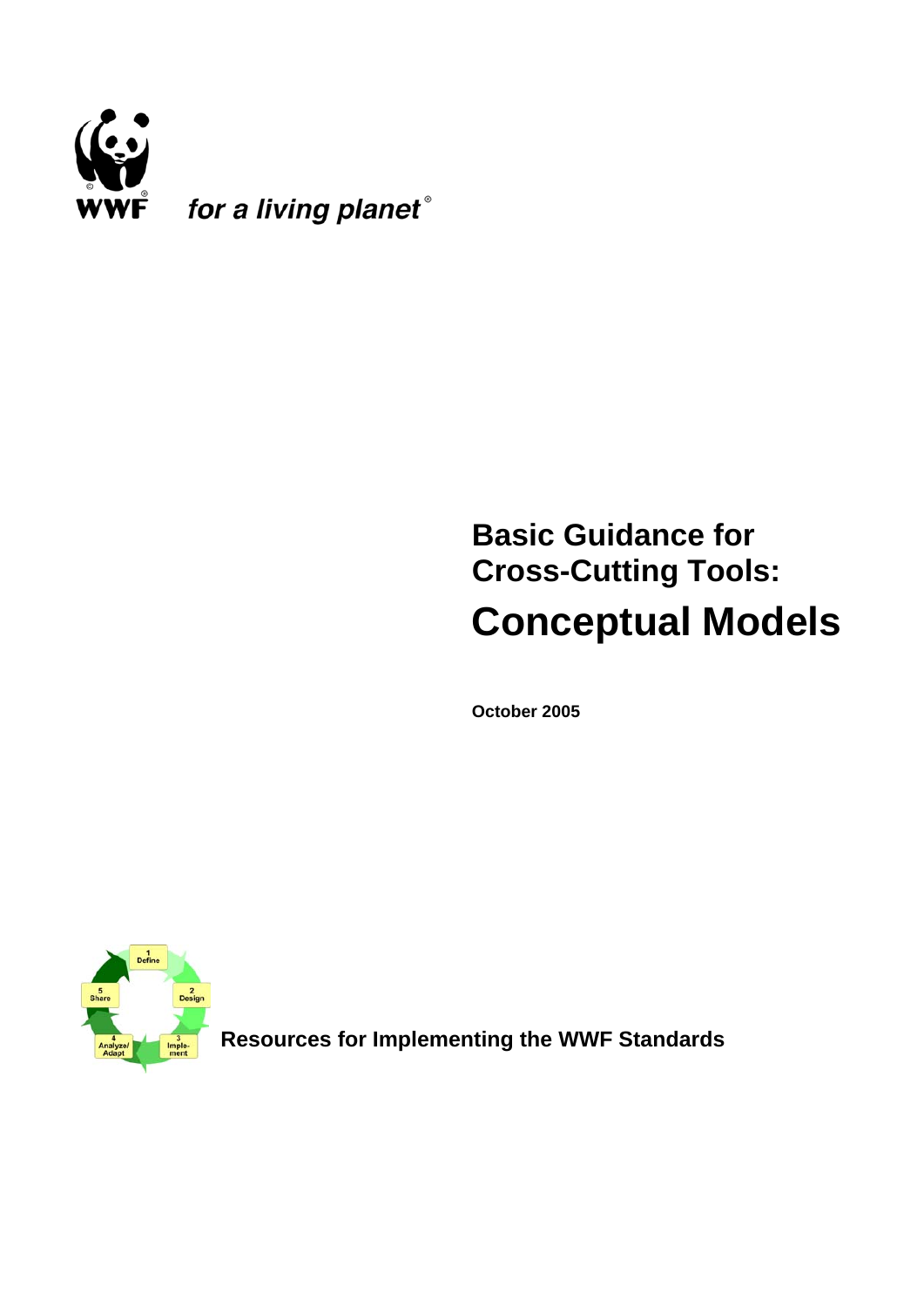WWF

*for a living planet*®

# Basic Guidance for Cross-Cutting Tools:

# Conceptual Models

**October 2005**

**Resources for Implementing the WWF Standards**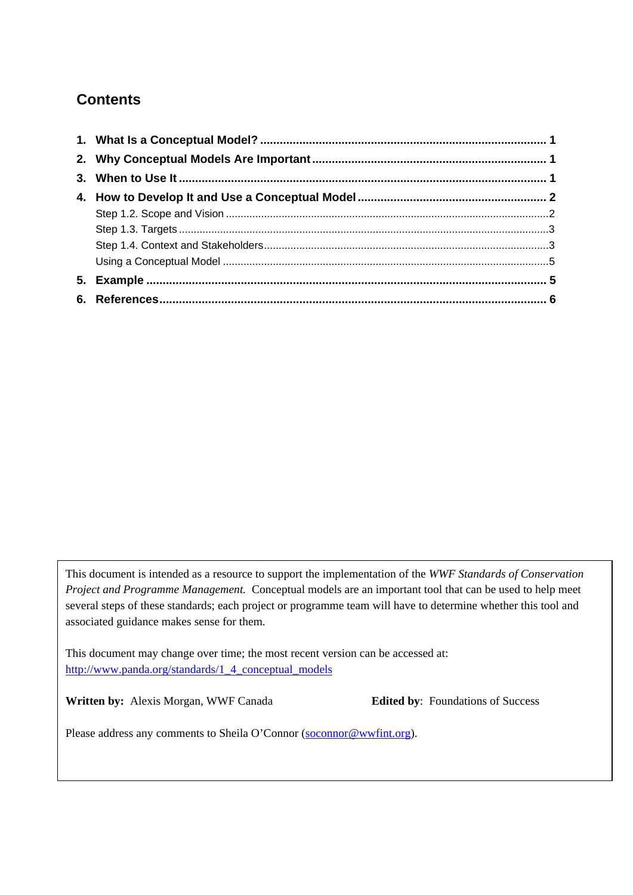## Contents

1. **What Is a Conceptual Model?** ........................................................................................ 1
2. **Why Conceptual Models Are Important** ........................................................................ 1
3. **When to Use It** .................................................................................................................. 1
4. **How to Develop It and Use a Conceptual Model** .......................................................... 2
   - Step 1.2. Scope and Vision ..............................................................................................2
   - Step 1.3. Targets ...............................................................................................................3
   - Step 1.4. Context and Stakeholders..................................................................................3
   - Using a Conceptual Model ...............................................................................................5
5. **Example** ............................................................................................................................ 5
6. **References** ........................................................................................................................ 6

This document is intended as a resource to support the implementation of the *WWF Standards of Conservation Project and Programme Management.* Conceptual models are an important tool that can be used to help meet several steps of these standards; each project or programme team will have to determine whether this tool and associated guidance makes sense for them.

This document may change over time; the most recent version can be accessed at: http://www.panda.org/standards/1_4_conceptual_models

**Written by:** Alexis Morgan, WWF Canada **Edited by**: Foundations of Success

Please address any comments to Sheila O'Connor (soconnor@wwfint.org).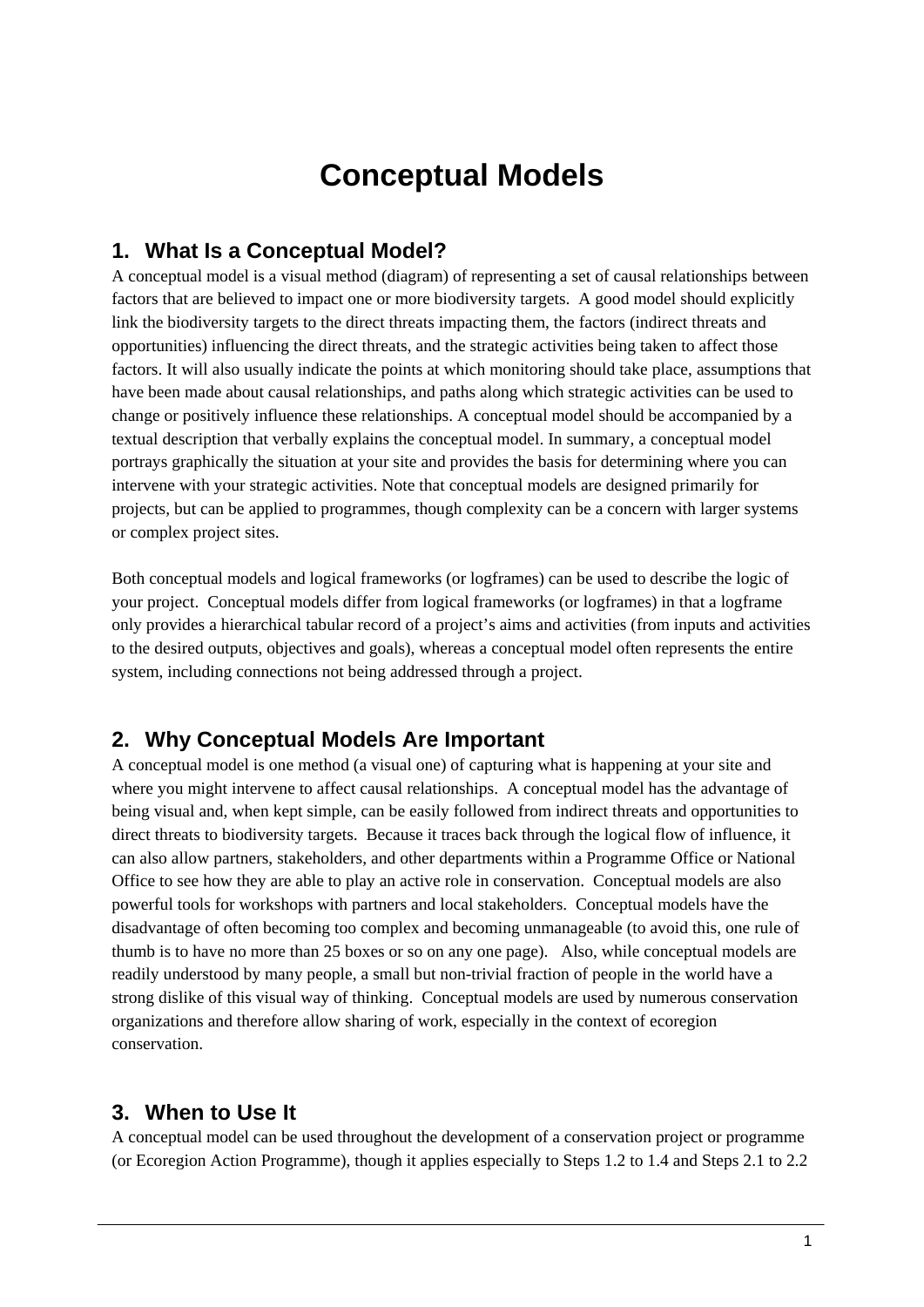# Conceptual Models

## 1. What Is a Conceptual Model?

A conceptual model is a visual method (diagram) of representing a set of causal relationships between factors that are believed to impact one or more biodiversity targets. A good model should explicitly link the biodiversity targets to the direct threats impacting them, the factors (indirect threats and opportunities) influencing the direct threats, and the strategic activities being taken to affect those factors. It will also usually indicate the points at which monitoring should take place, assumptions that have been made about causal relationships, and paths along which strategic activities can be used to change or positively influence these relationships. A conceptual model should be accompanied by a textual description that verbally explains the conceptual model. In summary, a conceptual model portrays graphically the situation at your site and provides the basis for determining where you can intervene with your strategic activities. Note that conceptual models are designed primarily for projects, but can be applied to programmes, though complexity can be a concern with larger systems or complex project sites.

Both conceptual models and logical frameworks (or logframes) can be used to describe the logic of your project. Conceptual models differ from logical frameworks (or logframes) in that a logframe only provides a hierarchical tabular record of a project's aims and activities (from inputs and activities to the desired outputs, objectives and goals), whereas a conceptual model often represents the entire system, including connections not being addressed through a project.

## 2. Why Conceptual Models Are Important

A conceptual model is one method (a visual one) of capturing what is happening at your site and where you might intervene to affect causal relationships. A conceptual model has the advantage of being visual and, when kept simple, can be easily followed from indirect threats and opportunities to direct threats to biodiversity targets. Because it traces back through the logical flow of influence, it can also allow partners, stakeholders, and other departments within a Programme Office or National Office to see how they are able to play an active role in conservation. Conceptual models are also powerful tools for workshops with partners and local stakeholders. Conceptual models have the disadvantage of often becoming too complex and becoming unmanageable (to avoid this, one rule of thumb is to have no more than 25 boxes or so on any one page). Also, while conceptual models are readily understood by many people, a small but non-trivial fraction of people in the world have a strong dislike of this visual way of thinking. Conceptual models are used by numerous conservation organizations and therefore allow sharing of work, especially in the context of ecoregion conservation.

## 3. When to Use It

A conceptual model can be used throughout the development of a conservation project or programme (or Ecoregion Action Programme), though it applies especially to Steps 1.2 to 1.4 and Steps 2.1 to 2.2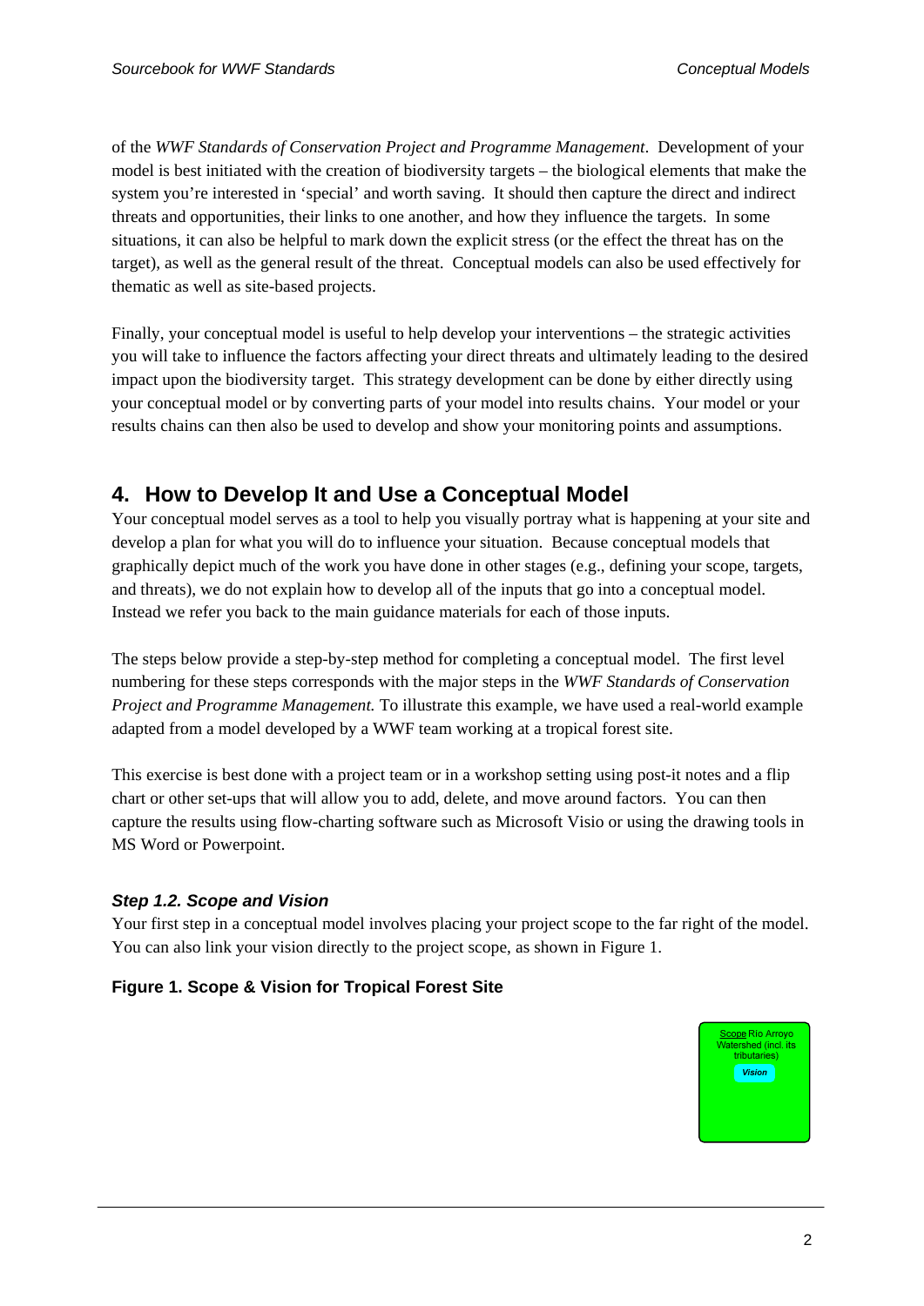of the *WWF Standards of Conservation Project and Programme Management*. Development of your model is best initiated with the creation of biodiversity targets – the biological elements that make the system you're interested in 'special' and worth saving. It should then capture the direct and indirect threats and opportunities, their links to one another, and how they influence the targets. In some situations, it can also be helpful to mark down the explicit stress (or the effect the threat has on the target), as well as the general result of the threat. Conceptual models can also be used effectively for thematic as well as site-based projects.

Finally, your conceptual model is useful to help develop your interventions – the strategic activities you will take to influence the factors affecting your direct threats and ultimately leading to the desired impact upon the biodiversity target. This strategy development can be done by either directly using your conceptual model or by converting parts of your model into results chains. Your model or your results chains can then also be used to develop and show your monitoring points and assumptions.

## 4. How to Develop It and Use a Conceptual Model

Your conceptual model serves as a tool to help you visually portray what is happening at your site and develop a plan for what you will do to influence your situation. Because conceptual models that graphically depict much of the work you have done in other stages (e.g., defining your scope, targets, and threats), we do not explain how to develop all of the inputs that go into a conceptual model. Instead we refer you back to the main guidance materials for each of those inputs.

The steps below provide a step-by-step method for completing a conceptual model. The first level numbering for these steps corresponds with the major steps in the *WWF Standards of Conservation Project and Programme Management.* To illustrate this example, we have used a real-world example adapted from a model developed by a WWF team working at a tropical forest site.

This exercise is best done with a project team or in a workshop setting using post-it notes and a flip chart or other set-ups that will allow you to add, delete, and move around factors. You can then capture the results using flow-charting software such as Microsoft Visio or using the drawing tools in MS Word or Powerpoint.

### *Step 1.2. Scope and Vision*

Your first step in a conceptual model involves placing your project scope to the far right of the model. You can also link your vision directly to the project scope, as shown in Figure 1.

**Figure 1. Scope & Vision for Tropical Forest Site**

Scope Rio Arroyo Watershed (incl. its tributaries)

*Vision*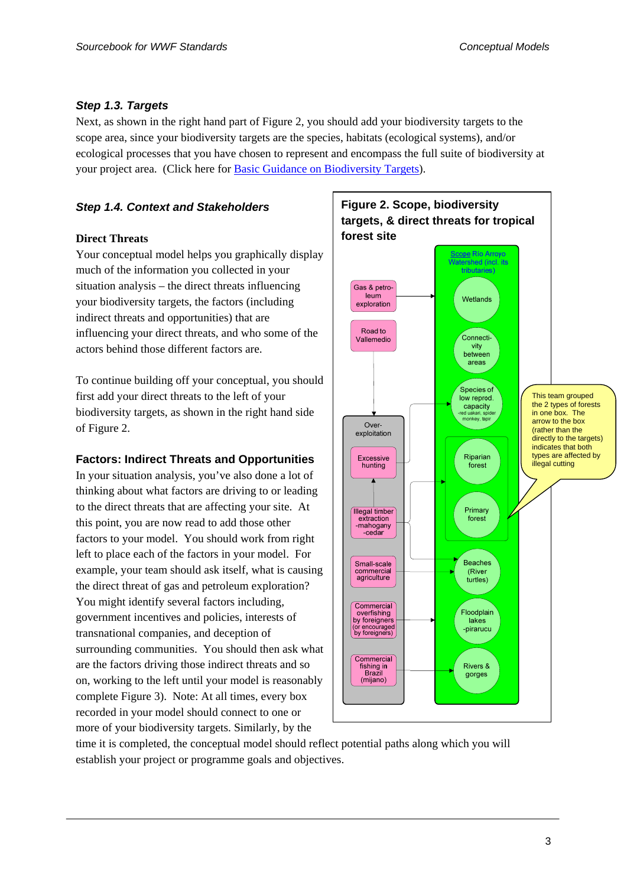### *Step 1.3. Targets*

Next, as shown in the right hand part of Figure 2, you should add your biodiversity targets to the scope area, since your biodiversity targets are the species, habitats (ecological systems), and/or ecological processes that you have chosen to represent and encompass the full suite of biodiversity at your project area. (Click here for [Basic Guidance on Biodiversity Targets](Basic Guidance on Biodiversity Targets)).

### *Step 1.4. Context and Stakeholders*

**Direct Threats**

Your conceptual model helps you graphically display much of the information you collected in your situation analysis – the direct threats influencing your biodiversity targets, the factors (including indirect threats and opportunities) that are influencing your direct threats, and who some of the actors behind those different factors are.

To continue building off your conceptual, you should first add your direct threats to the left of your biodiversity targets, as shown in the right hand side of Figure 2.

**Factors: Indirect Threats and Opportunities**

In your situation analysis, you've also done a lot of thinking about what factors are driving to or leading to the direct threats that are affecting your site. At this point, you are now read to add those other factors to your model. You should work from right left to place each of the factors in your model. For example, your team should ask itself, what is causing the direct threat of gas and petroleum exploration? You might identify several factors including, government incentives and policies, interests of transnational companies, and deception of surrounding communities. You should then ask what are the factors driving those indirect threats and so on, working to the left until your model is reasonably complete Figure 3). Note: At all times, every box recorded in your model should connect to one or more of your biodiversity targets. Similarly, by the time it is completed, the conceptual model should reflect potential paths along which you will establish your project or programme goals and objectives.

**Figure 2. Scope, biodiversity targets, & direct threats for tropical forest site**

Scope Rio Arroyo Watershed (incl. its tributaries)

- Gas & petroleum exploration → Wetlands
- Road to Vallemedio → Over-exploitation
- Over-exploitation:
  - Excessive hunting → Species of low reprod. capacity (red uakari, spider monkey, tapir); Beaches (River turtles)
  - Illegal timber extraction -mahogany -cedar → Riparian forest / Primary forest
- Connectivity between areas
- Small-scale commercial agriculture → Beaches (River turtles)
- Commercial overfishing by foreigners (or encouraged by foreigners) → Floodplain lakes -pirarucu
- Commercial fishing in Brazil (mijano) → Rivers & gorges

This team grouped the 2 types of forests in one box. The arrow to the box (rather than the directly to the targets) indicates that both types are affected by illegal cutting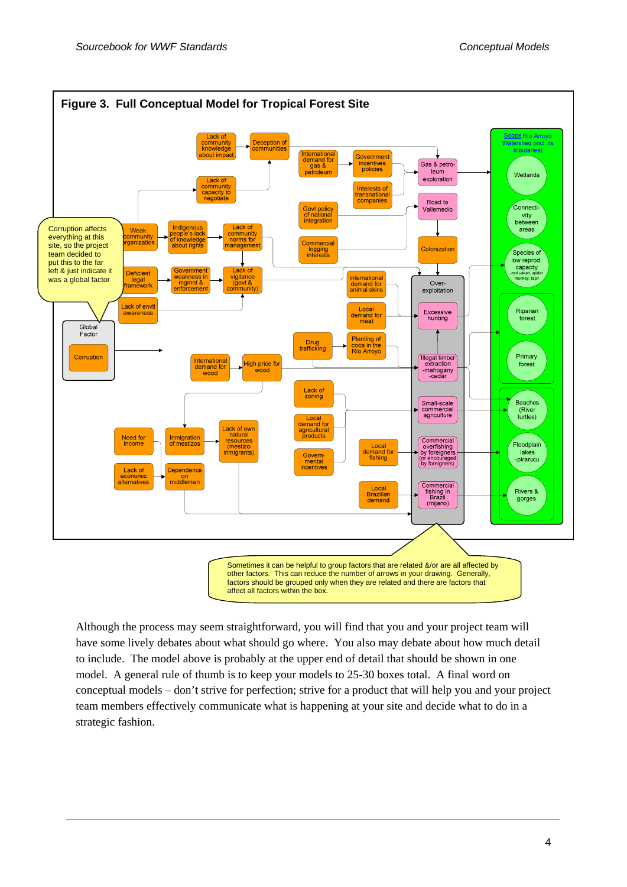**Figure 3. Full Conceptual Model for Tropical Forest Site**

Corruption affects everything at this site, so the project team decided to put this to the far left & just indicate it was a global factor

Global Factor

Corruption

Lack of community knowledge about impact

Deception of communities

Lack of community capacity to negotiate

Weak community organization

Indigenous people's lack of knowledge about rights

Lack of community norms for management

Deficient legal framework

Government weakness in mgmt & enforcement

Lack of vigilance (govt & community)

Lack of envtl awareness

International demand for gas & petroleum

Government incentives policies

Interests of transnational companies

Govt policy of national integration

Commercial logging interests

Gas & petroleum exploration

Road to Vallemedio

Colonization

International demand for animal skins

Local demand for meat

Drug trafficking

Planting of coca in the Rio Arroyo

International demand for wood

High price for wood

Lack of zoning

Local demand for agricultural products

Governmental incentives

Need for income

Lack of economic alternatives

Inmigration of mestizos

Dependence on middlemen

Lack of own natural resources (mestizo immigrants)

Local demand for fishing

Local Brazilian demand

Over-exploitation

Excessive hunting

Illegal timber extraction -mahogany -cedar

Small-scale commercial agriculture

Commercial overfishing by foreigners (or encouraged by foreigners)

Commercial fishing in Brazil (mijano)

Scope Rio Arroyo Watershed (incl. its tributaries)

Wetlands

Connectivity between areas

Species of low reprod. capacity -red uakari, spider monkey, tapir

Riparian forest

Primary forest

Beaches (River turtles)

Floodplain lakes -piracucu

Rivers & gorges

Sometimes it can be helpful to group factors that are related &/or are all affected by other factors. This can reduce the number of arrows in your drawing. Generally, factors should be grouped only when they are related and there are factors that affect all factors within the box.

Although the process may seem straightforward, you will find that you and your project team will have some lively debates about what should go where. You also may debate about how much detail to include. The model above is probably at the upper end of detail that should be shown in one model. A general rule of thumb is to keep your models to 25-30 boxes total. A final word on conceptual models – don't strive for perfection; strive for a product that will help you and your project team members effectively communicate what is happening at your site and decide what to do in a strategic fashion.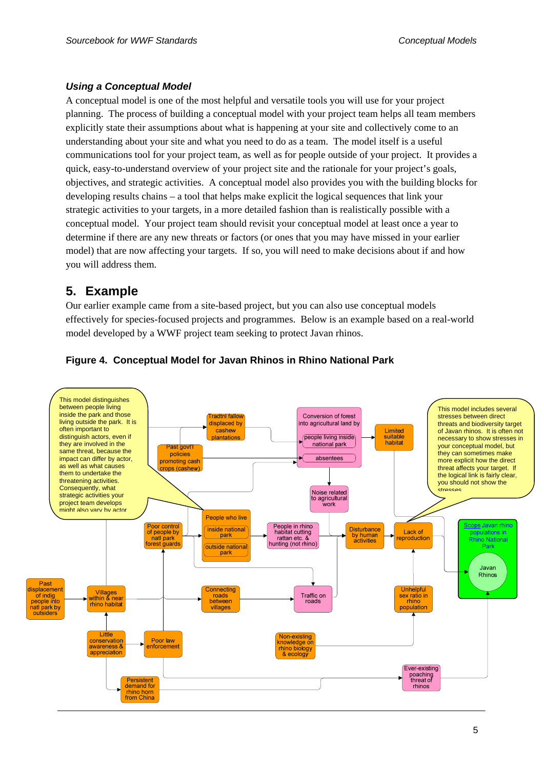### *Using a Conceptual Model*

A conceptual model is one of the most helpful and versatile tools you will use for your project planning. The process of building a conceptual model with your project team helps all team members explicitly state their assumptions about what is happening at your site and collectively come to an understanding about your site and what you need to do as a team. The model itself is a useful communications tool for your project team, as well as for people outside of your project. It provides a quick, easy-to-understand overview of your project site and the rationale for your project's goals, objectives, and strategic activities. A conceptual model also provides you with the building blocks for developing results chains – a tool that helps make explicit the logical sequences that link your strategic activities to your targets, in a more detailed fashion than is realistically possible with a conceptual model. Your project team should revisit your conceptual model at least once a year to determine if there are any new threats or factors (or ones that you may have missed in your earlier model) that are now affecting your targets. If so, you will need to make decisions about if and how you will address them.

## 5. Example

Our earlier example came from a site-based project, but you can also use conceptual models effectively for species-focused projects and programmes. Below is an example based on a real-world model developed by a WWF project team seeking to protect Javan rhinos.

**Figure 4. Conceptual Model for Javan Rhinos in Rhino National Park**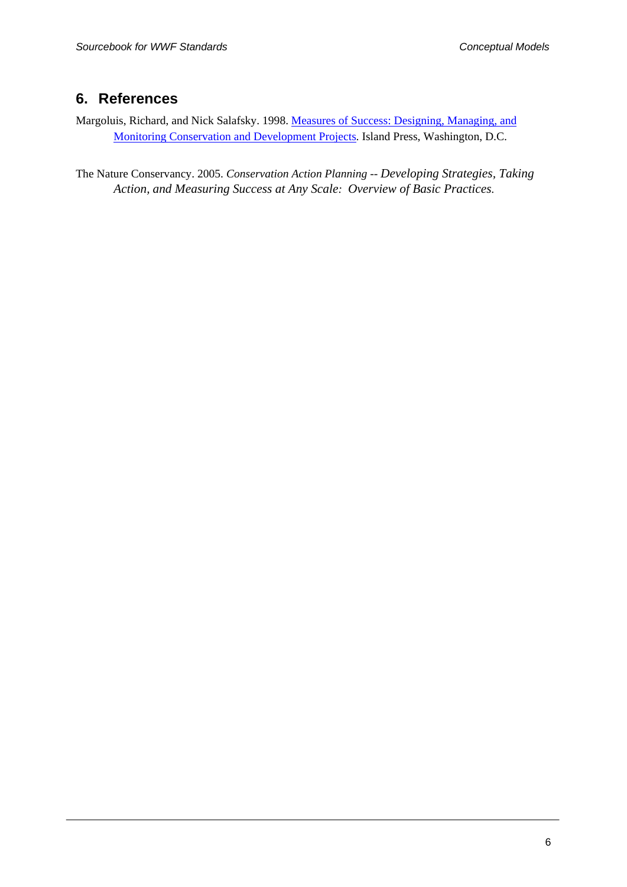## 6. References

Margoluis, Richard, and Nick Salafsky. 1998. Measures of Success: Designing, Managing, and Monitoring Conservation and Development Projects. Island Press, Washington, D.C.

The Nature Conservancy. 2005. *Conservation Action Planning -- Developing Strategies, Taking Action, and Measuring Success at Any Scale: Overview of Basic Practices.*